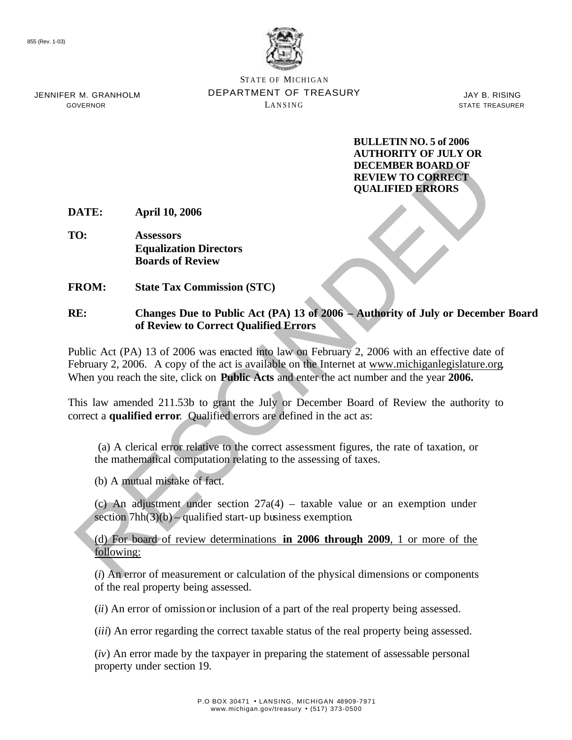855 (Rev. 1-03)

STATE OF MICHIGAN
DEPARTMENT OF TREASURY
LANSING

JENNIFER M. GRANHOLM
GOVERNOR

JAY B. RISING
STATE TREASURER

**BULLETIN NO. 5 of 2006**
**AUTHORITY OF JULY OR DECEMBER BOARD OF REVIEW TO CORRECT QUALIFIED ERRORS**

RESCINDED

**DATE:** **April 10, 2006**

**TO:** **Assessors**
**Equalization Directors**
**Boards of Review**

**FROM:** **State Tax Commission (STC)**

**RE:** **Changes Due to Public Act (PA) 13 of 2006 – Authority of July or December Board of Review to Correct Qualified Errors**

Public Act (PA) 13 of 2006 was enacted into law on February 2, 2006 with an effective date of February 2, 2006. A copy of the act is available on the Internet at www.michiganlegislature.org. When you reach the site, click on **Public Acts** and enter the act number and the year **2006.**

This law amended 211.53b to grant the July or December Board of Review the authority to correct a **qualified error**. Qualified errors are defined in the act as:

(a) A clerical error relative to the correct assessment figures, the rate of taxation, or the mathematical computation relating to the assessing of taxes.

(b) A mutual mistake of fact.

(c) An adjustment under section 27a(4) – taxable value or an exemption under section 7hh(3)(b) – qualified start-up business exemption.

<u>(d) For board of review determinations</u> **<u>in 2006 through 2009</u>**<u>, 1 or more of the following:</u>

(*i*) An error of measurement or calculation of the physical dimensions or components of the real property being assessed.

(*ii*) An error of omission or inclusion of a part of the real property being assessed.

(*iii*) An error regarding the correct taxable status of the real property being assessed.

(*iv*) An error made by the taxpayer in preparing the statement of assessable personal property under section 19.

P.O BOX 30471 • LANSING, MICHIGAN 48909-7971
www.michigan.gov/treasury • (517) 373-0500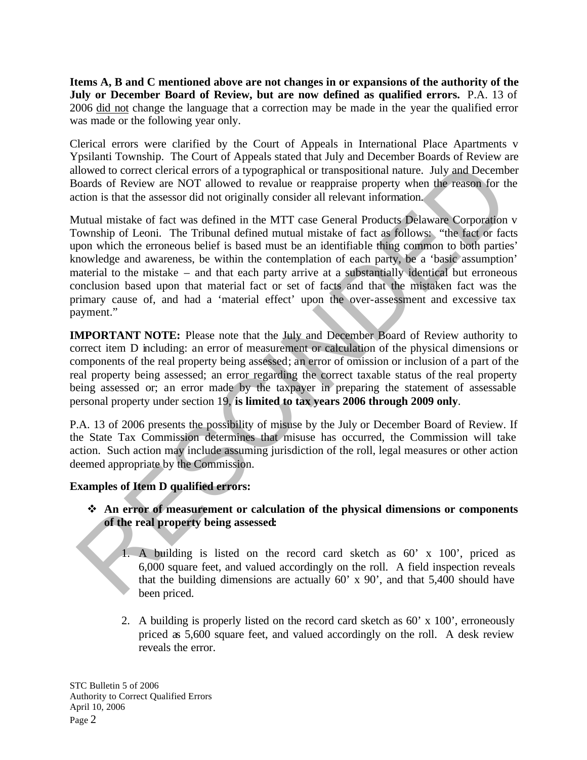**Items A, B and C mentioned above are not changes in or expansions of the authority of the July or December Board of Review, but are now defined as qualified errors.** P.A. 13 of 2006 did not change the language that a correction may be made in the year the qualified error was made or the following year only.

Clerical errors were clarified by the Court of Appeals in International Place Apartments v Ypsilanti Township. The Court of Appeals stated that July and December Boards of Review are allowed to correct clerical errors of a typographical or transpositional nature. July and December Boards of Review are NOT allowed to revalue or reappraise property when the reason for the action is that the assessor did not originally consider all relevant information.

Mutual mistake of fact was defined in the MTT case General Products Delaware Corporation v Township of Leoni. The Tribunal defined mutual mistake of fact as follows: "the fact or facts upon which the erroneous belief is based must be an identifiable thing common to both parties' knowledge and awareness, be within the contemplation of each party, be a 'basic assumption' material to the mistake – and that each party arrive at a substantially identical but erroneous conclusion based upon that material fact or set of facts and that the mistaken fact was the primary cause of, and had a 'material effect' upon the over-assessment and excessive tax payment."

**IMPORTANT NOTE:** Please note that the July and December Board of Review authority to correct item D including: an error of measurement or calculation of the physical dimensions or components of the real property being assessed; an error of omission or inclusion of a part of the real property being assessed; an error regarding the correct taxable status of the real property being assessed or; an error made by the taxpayer in preparing the statement of assessable personal property under section 19, **is limited to tax years 2006 through 2009 only**.

P.A. 13 of 2006 presents the possibility of misuse by the July or December Board of Review. If the State Tax Commission determines that misuse has occurred, the Commission will take action. Such action may include assuming jurisdiction of the roll, legal measures or other action deemed appropriate by the Commission.

**Examples of Item D qualified errors:**

- **An error of measurement or calculation of the physical dimensions or components of the real property being assessed:**

    1. A building is listed on the record card sketch as 60' x 100', priced as 6,000 square feet, and valued accordingly on the roll. A field inspection reveals that the building dimensions are actually 60' x 90', and that 5,400 should have been priced.

    2. A building is properly listed on the record card sketch as 60' x 100', erroneously priced as 5,600 square feet, and valued accordingly on the roll. A desk review reveals the error.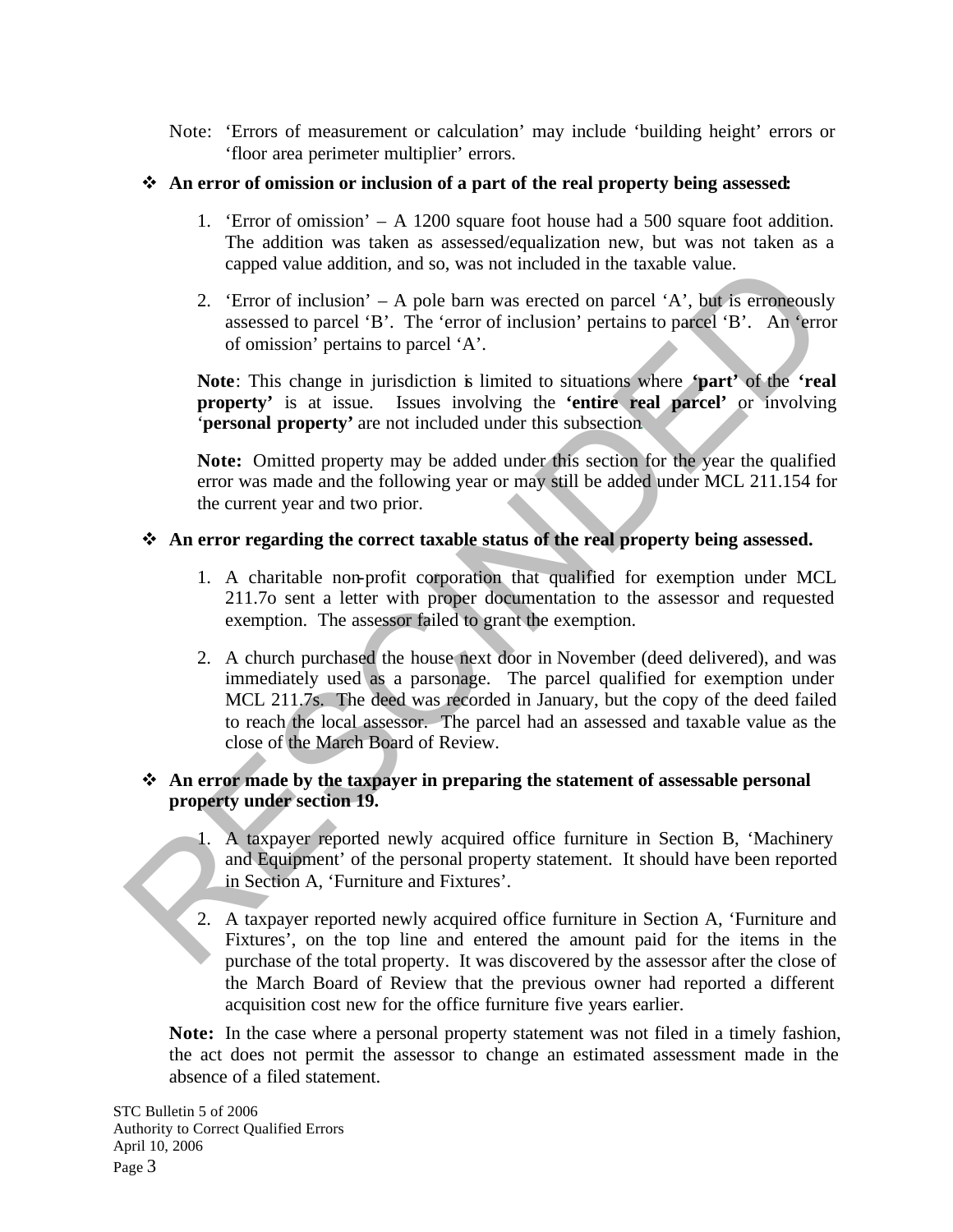Note: 'Errors of measurement or calculation' may include 'building height' errors or 'floor area perimeter multiplier' errors.

- **An error of omission or inclusion of a part of the real property being assessed:**

    1. 'Error of omission' – A 1200 square foot house had a 500 square foot addition. The addition was taken as assessed/equalization new, but was not taken as a capped value addition, and so, was not included in the taxable value.

    2. 'Error of inclusion' – A pole barn was erected on parcel 'A', but is erroneously assessed to parcel 'B'. The 'error of inclusion' pertains to parcel 'B'. An 'error of omission' pertains to parcel 'A'.

    **Note**: This change in jurisdiction is limited to situations where **'part'** of the **'real property'** is at issue. Issues involving the **'entire real parcel'** or involving '**personal property'** are not included under this subsection.

    **Note:** Omitted property may be added under this section for the year the qualified error was made and the following year or may still be added under MCL 211.154 for the current year and two prior.

- **An error regarding the correct taxable status of the real property being assessed.**

    1. A charitable non-profit corporation that qualified for exemption under MCL 211.7o sent a letter with proper documentation to the assessor and requested exemption. The assessor failed to grant the exemption.

    2. A church purchased the house next door in November (deed delivered), and was immediately used as a parsonage. The parcel qualified for exemption under MCL 211.7s. The deed was recorded in January, but the copy of the deed failed to reach the local assessor. The parcel had an assessed and taxable value as the close of the March Board of Review.

- **An error made by the taxpayer in preparing the statement of assessable personal property under section 19.**

    1. A taxpayer reported newly acquired office furniture in Section B, 'Machinery and Equipment' of the personal property statement. It should have been reported in Section A, 'Furniture and Fixtures'.

    2. A taxpayer reported newly acquired office furniture in Section A, 'Furniture and Fixtures', on the top line and entered the amount paid for the items in the purchase of the total property. It was discovered by the assessor after the close of the March Board of Review that the previous owner had reported a different acquisition cost new for the office furniture five years earlier.

    **Note:** In the case where a personal property statement was not filed in a timely fashion, the act does not permit the assessor to change an estimated assessment made in the absence of a filed statement.

STC Bulletin 5 of 2006
Authority to Correct Qualified Errors
April 10, 2006